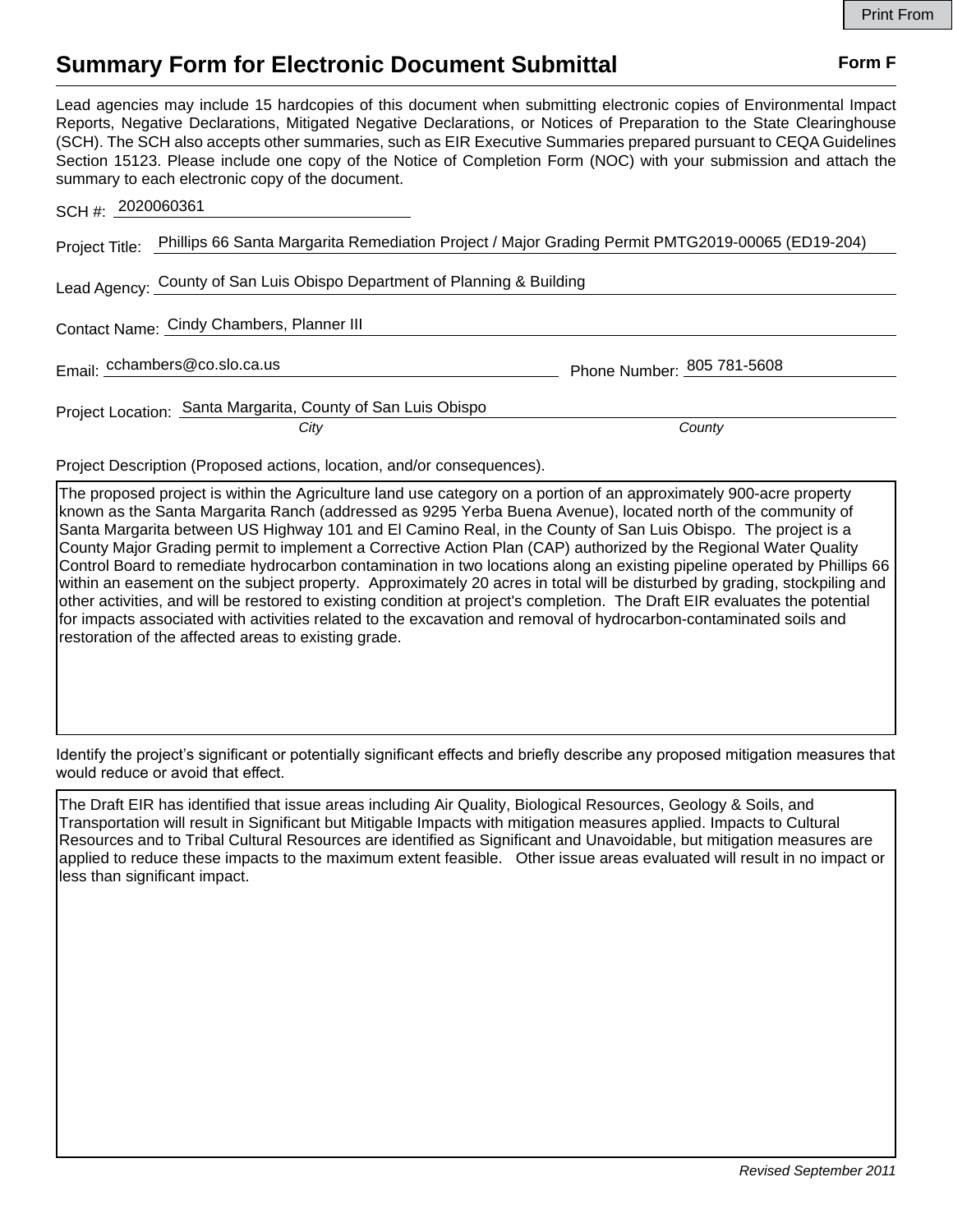# Summary Form for Electronic Document Submittal

**Form F**

Lead agencies may include 15 hardcopies of this document when submitting electronic copies of Environmental Impact Reports, Negative Declarations, Mitigated Negative Declarations, or Notices of Preparation to the State Clearinghouse (SCH). The SCH also accepts other summaries, such as EIR Executive Summaries prepared pursuant to CEQA Guidelines Section 15123. Please include one copy of the Notice of Completion Form (NOC) with your submission and attach the summary to each electronic copy of the document.

SCH #: 2020060361

Project Title: Phillips 66 Santa Margarita Remediation Project / Major Grading Permit PMTG2019-00065 (ED19-204)

Lead Agency: County of San Luis Obispo Department of Planning & Building

Contact Name: Cindy Chambers, Planner III

Email: cchambers@co.slo.ca.us

Phone Number: 805 781-5608

Project Location: Santa Margarita, County of San Luis Obispo

*City* *County*

Project Description (Proposed actions, location, and/or consequences).

The proposed project is within the Agriculture land use category on a portion of an approximately 900-acre property known as the Santa Margarita Ranch (addressed as 9295 Yerba Buena Avenue), located north of the community of Santa Margarita between US Highway 101 and El Camino Real, in the County of San Luis Obispo. The project is a County Major Grading permit to implement a Corrective Action Plan (CAP) authorized by the Regional Water Quality Control Board to remediate hydrocarbon contamination in two locations along an existing pipeline operated by Phillips 66 within an easement on the subject property. Approximately 20 acres in total will be disturbed by grading, stockpiling and other activities, and will be restored to existing condition at project's completion. The Draft EIR evaluates the potential for impacts associated with activities related to the excavation and removal of hydrocarbon-contaminated soils and restoration of the affected areas to existing grade.

Identify the project's significant or potentially significant effects and briefly describe any proposed mitigation measures that would reduce or avoid that effect.

The Draft EIR has identified that issue areas including Air Quality, Biological Resources, Geology & Soils, and Transportation will result in Significant but Mitigable Impacts with mitigation measures applied. Impacts to Cultural Resources and to Tribal Cultural Resources are identified as Significant and Unavoidable, but mitigation measures are applied to reduce these impacts to the maximum extent feasible. Other issue areas evaluated will result in no impact or less than significant impact.

*Revised September 2011*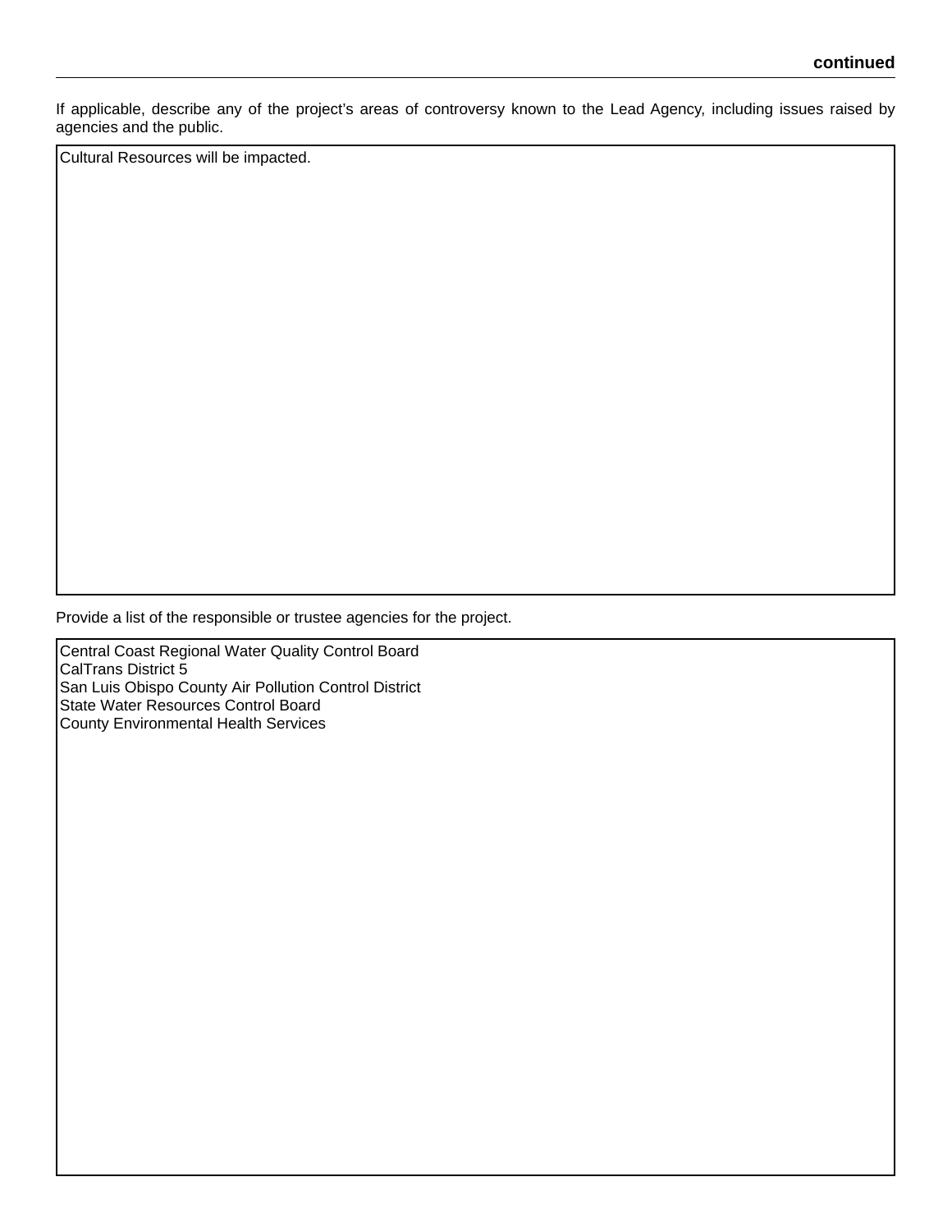**continued**

If applicable, describe any of the project's areas of controversy known to the Lead Agency, including issues raised by agencies and the public.

Cultural Resources will be impacted.

Provide a list of the responsible or trustee agencies for the project.

Central Coast Regional Water Quality Control Board
CalTrans District 5
San Luis Obispo County Air Pollution Control District
State Water Resources Control Board
County Environmental Health Services